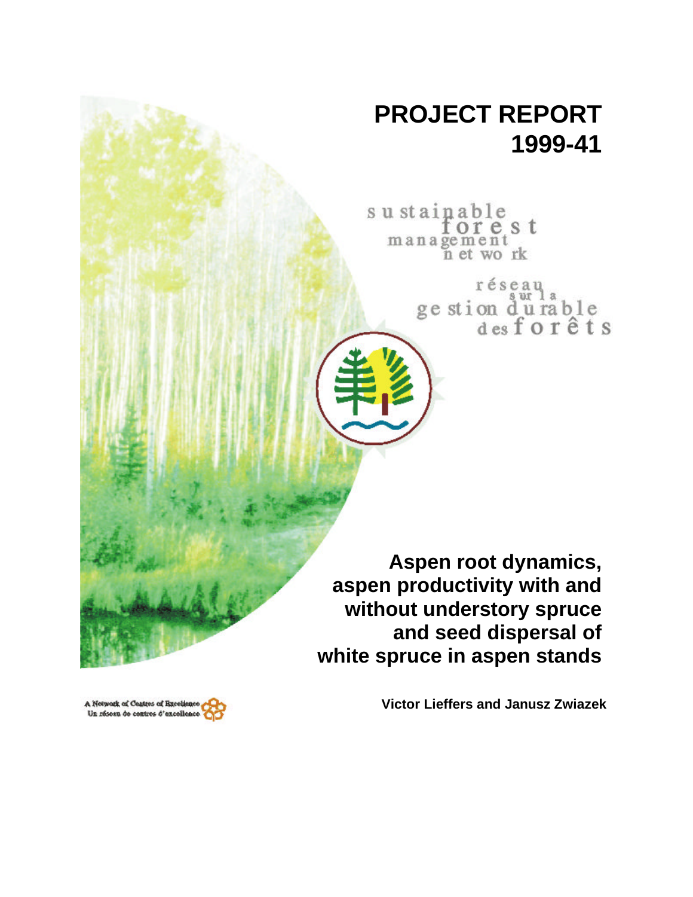# PROJECT REPORT 1999-41

sustainable forest management network

réseau sur la gestion durable des forêts

## Aspen root dynamics, aspen productivity with and without understory spruce and seed dispersal of white spruce in aspen stands

**Victor Lieffers and Janusz Zwiazek**

A Network of Centres of Excellence
Un réseau de centres d'excellence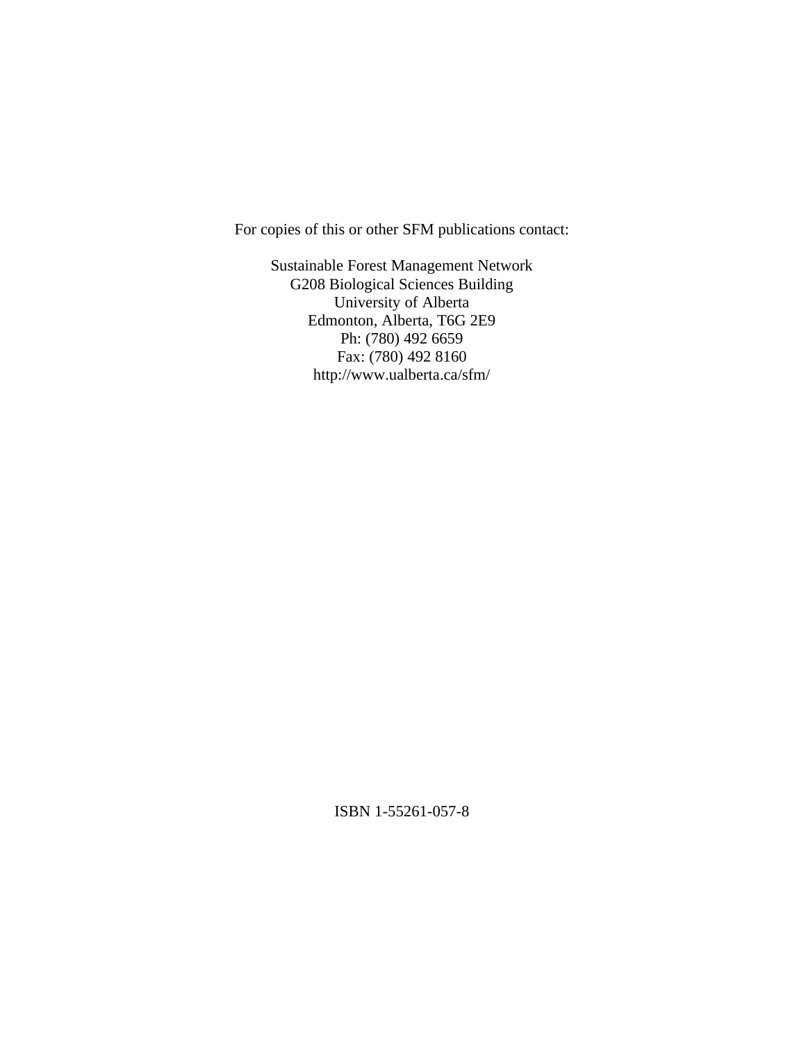For copies of this or other SFM publications contact:

Sustainable Forest Management Network
G208 Biological Sciences Building
University of Alberta
Edmonton, Alberta, T6G 2E9
Ph: (780) 492 6659
Fax: (780) 492 8160
http://www.ualberta.ca/sfm/

ISBN 1-55261-057-8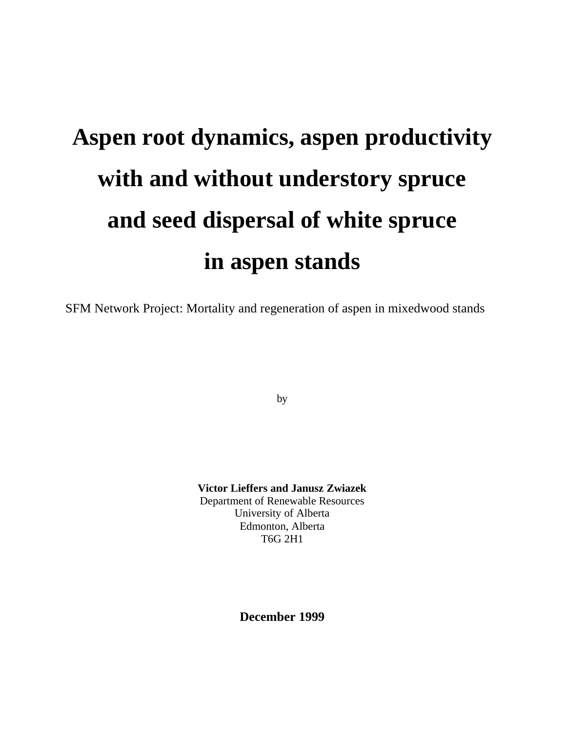# Aspen root dynamics, aspen productivity with and without understory spruce and seed dispersal of white spruce in aspen stands

SFM Network Project: Mortality and regeneration of aspen in mixedwood stands

by

**Victor Lieffers and Janusz Zwiazek**
Department of Renewable Resources
University of Alberta
Edmonton, Alberta
T6G 2H1

**December 1999**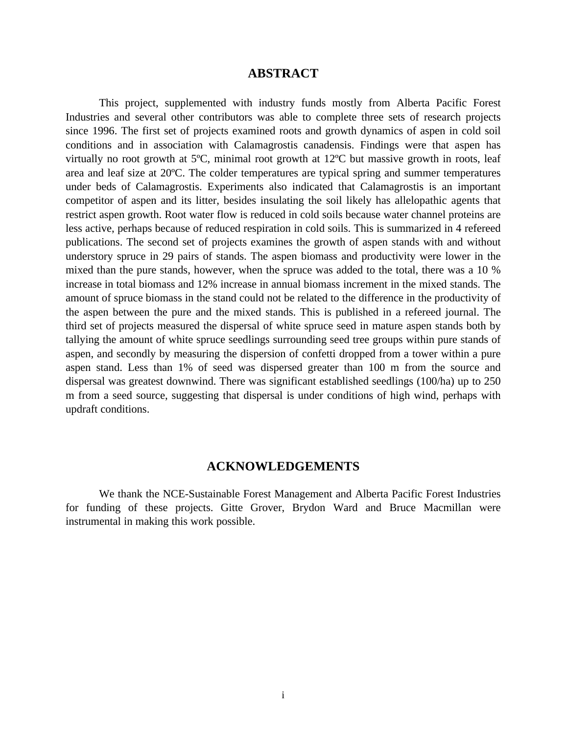## ABSTRACT

This project, supplemented with industry funds mostly from Alberta Pacific Forest Industries and several other contributors was able to complete three sets of research projects since 1996. The first set of projects examined roots and growth dynamics of aspen in cold soil conditions and in association with Calamagrostis canadensis. Findings were that aspen has virtually no root growth at 5ºC, minimal root growth at 12ºC but massive growth in roots, leaf area and leaf size at 20ºC. The colder temperatures are typical spring and summer temperatures under beds of Calamagrostis. Experiments also indicated that Calamagrostis is an important competitor of aspen and its litter, besides insulating the soil likely has allelopathic agents that restrict aspen growth. Root water flow is reduced in cold soils because water channel proteins are less active, perhaps because of reduced respiration in cold soils. This is summarized in 4 refereed publications. The second set of projects examines the growth of aspen stands with and without understory spruce in 29 pairs of stands. The aspen biomass and productivity were lower in the mixed than the pure stands, however, when the spruce was added to the total, there was a 10 % increase in total biomass and 12% increase in annual biomass increment in the mixed stands. The amount of spruce biomass in the stand could not be related to the difference in the productivity of the aspen between the pure and the mixed stands. This is published in a refereed journal. The third set of projects measured the dispersal of white spruce seed in mature aspen stands both by tallying the amount of white spruce seedlings surrounding seed tree groups within pure stands of aspen, and secondly by measuring the dispersion of confetti dropped from a tower within a pure aspen stand. Less than 1% of seed was dispersed greater than 100 m from the source and dispersal was greatest downwind. There was significant established seedlings (100/ha) up to 250 m from a seed source, suggesting that dispersal is under conditions of high wind, perhaps with updraft conditions.

## ACKNOWLEDGEMENTS

We thank the NCE-Sustainable Forest Management and Alberta Pacific Forest Industries for funding of these projects. Gitte Grover, Brydon Ward and Bruce Macmillan were instrumental in making this work possible.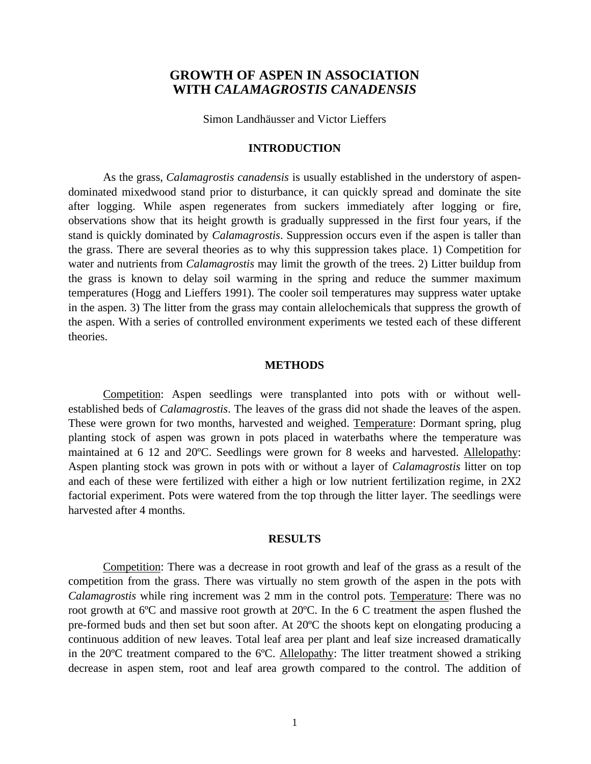# GROWTH OF ASPEN IN ASSOCIATION WITH *CALAMAGROSTIS CANADENSIS*

Simon Landhäusser and Victor Lieffers

## INTRODUCTION

As the grass, *Calamagrostis canadensis* is usually established in the understory of aspen-dominated mixedwood stand prior to disturbance, it can quickly spread and dominate the site after logging. While aspen regenerates from suckers immediately after logging or fire, observations show that its height growth is gradually suppressed in the first four years, if the stand is quickly dominated by *Calamagrostis*. Suppression occurs even if the aspen is taller than the grass. There are several theories as to why this suppression takes place. 1) Competition for water and nutrients from *Calamagrostis* may limit the growth of the trees. 2) Litter buildup from the grass is known to delay soil warming in the spring and reduce the summer maximum temperatures (Hogg and Lieffers 1991). The cooler soil temperatures may suppress water uptake in the aspen. 3) The litter from the grass may contain allelochemicals that suppress the growth of the aspen. With a series of controlled environment experiments we tested each of these different theories.

## METHODS

Competition: Aspen seedlings were transplanted into pots with or without well-established beds of *Calamagrostis*. The leaves of the grass did not shade the leaves of the aspen. These were grown for two months, harvested and weighed. Temperature: Dormant spring, plug planting stock of aspen was grown in pots placed in waterbaths where the temperature was maintained at 6 12 and 20ºC. Seedlings were grown for 8 weeks and harvested. Allelopathy: Aspen planting stock was grown in pots with or without a layer of *Calamagrostis* litter on top and each of these were fertilized with either a high or low nutrient fertilization regime, in 2X2 factorial experiment. Pots were watered from the top through the litter layer. The seedlings were harvested after 4 months.

## RESULTS

Competition: There was a decrease in root growth and leaf of the grass as a result of the competition from the grass. There was virtually no stem growth of the aspen in the pots with *Calamagrostis* while ring increment was 2 mm in the control pots. Temperature: There was no root growth at 6ºC and massive root growth at 20ºC. In the 6 C treatment the aspen flushed the pre-formed buds and then set but soon after. At 20ºC the shoots kept on elongating producing a continuous addition of new leaves. Total leaf area per plant and leaf size increased dramatically in the 20ºC treatment compared to the 6ºC. Allelopathy: The litter treatment showed a striking decrease in aspen stem, root and leaf area growth compared to the control. The addition of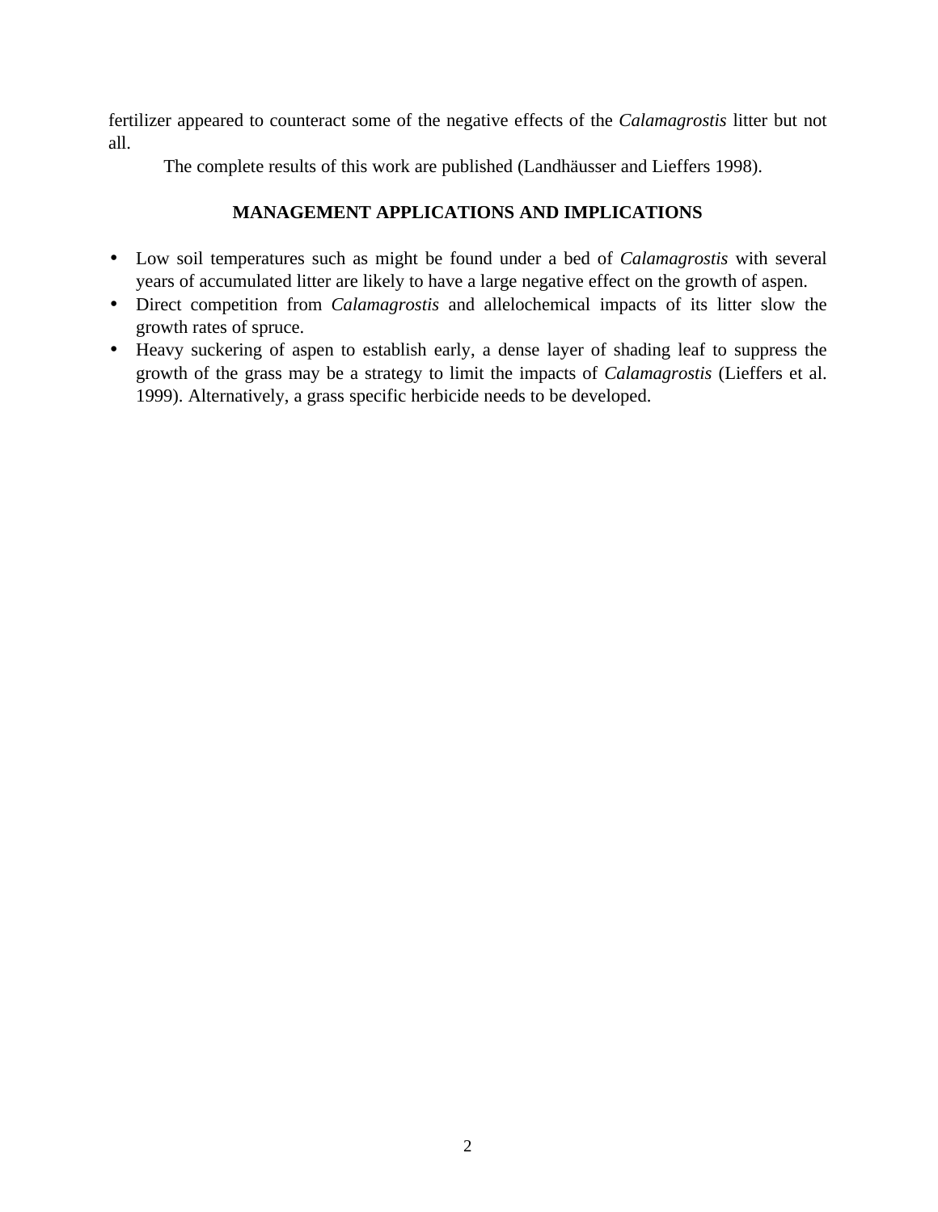fertilizer appeared to counteract some of the negative effects of the *Calamagrostis* litter but not all.

The complete results of this work are published (Landhäusser and Lieffers 1998).

## MANAGEMENT APPLICATIONS AND IMPLICATIONS

- Low soil temperatures such as might be found under a bed of *Calamagrostis* with several years of accumulated litter are likely to have a large negative effect on the growth of aspen.
- Direct competition from *Calamagrostis* and allelochemical impacts of its litter slow the growth rates of spruce.
- Heavy suckering of aspen to establish early, a dense layer of shading leaf to suppress the growth of the grass may be a strategy to limit the impacts of *Calamagrostis* (Lieffers et al. 1999). Alternatively, a grass specific herbicide needs to be developed.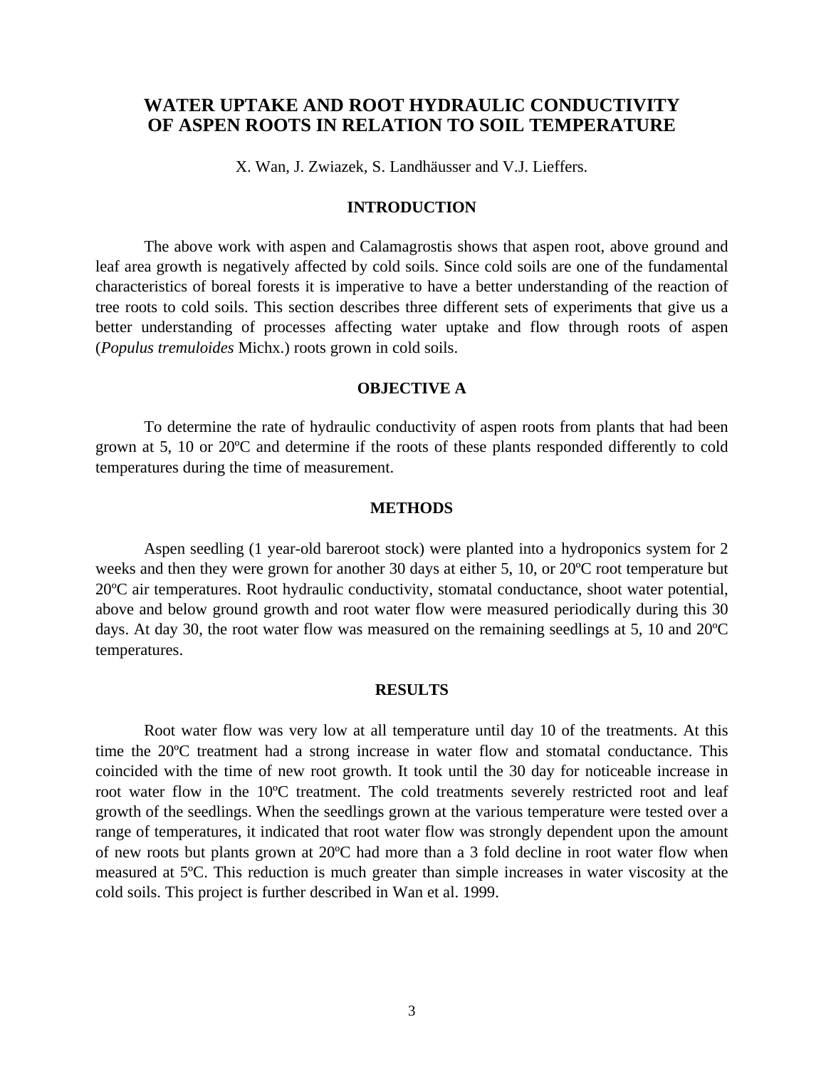# WATER UPTAKE AND ROOT HYDRAULIC CONDUCTIVITY OF ASPEN ROOTS IN RELATION TO SOIL TEMPERATURE

X. Wan, J. Zwiazek, S. Landhäusser and V.J. Lieffers.

## INTRODUCTION

The above work with aspen and Calamagrostis shows that aspen root, above ground and leaf area growth is negatively affected by cold soils. Since cold soils are one of the fundamental characteristics of boreal forests it is imperative to have a better understanding of the reaction of tree roots to cold soils. This section describes three different sets of experiments that give us a better understanding of processes affecting water uptake and flow through roots of aspen (*Populus tremuloides* Michx.) roots grown in cold soils.

## OBJECTIVE A

To determine the rate of hydraulic conductivity of aspen roots from plants that had been grown at 5, 10 or 20ºC and determine if the roots of these plants responded differently to cold temperatures during the time of measurement.

## METHODS

Aspen seedling (1 year-old bareroot stock) were planted into a hydroponics system for 2 weeks and then they were grown for another 30 days at either 5, 10, or 20ºC root temperature but 20ºC air temperatures. Root hydraulic conductivity, stomatal conductance, shoot water potential, above and below ground growth and root water flow were measured periodically during this 30 days. At day 30, the root water flow was measured on the remaining seedlings at 5, 10 and 20ºC temperatures.

## RESULTS

Root water flow was very low at all temperature until day 10 of the treatments. At this time the 20ºC treatment had a strong increase in water flow and stomatal conductance. This coincided with the time of new root growth. It took until the 30 day for noticeable increase in root water flow in the 10ºC treatment. The cold treatments severely restricted root and leaf growth of the seedlings. When the seedlings grown at the various temperature were tested over a range of temperatures, it indicated that root water flow was strongly dependent upon the amount of new roots but plants grown at 20ºC had more than a 3 fold decline in root water flow when measured at 5ºC. This reduction is much greater than simple increases in water viscosity at the cold soils. This project is further described in Wan et al. 1999.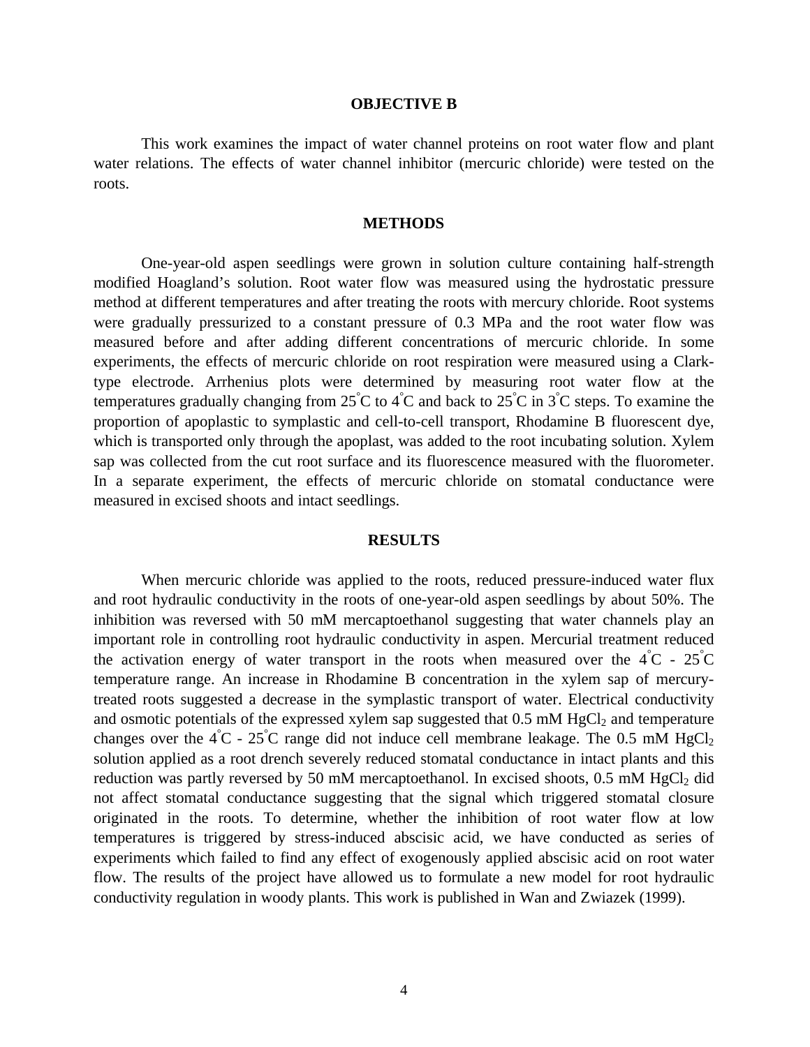## OBJECTIVE B

This work examines the impact of water channel proteins on root water flow and plant water relations. The effects of water channel inhibitor (mercuric chloride) were tested on the roots.

## METHODS

One-year-old aspen seedlings were grown in solution culture containing half-strength modified Hoagland's solution. Root water flow was measured using the hydrostatic pressure method at different temperatures and after treating the roots with mercury chloride. Root systems were gradually pressurized to a constant pressure of 0.3 MPa and the root water flow was measured before and after adding different concentrations of mercuric chloride. In some experiments, the effects of mercuric chloride on root respiration were measured using a Clark-type electrode. Arrhenius plots were determined by measuring root water flow at the temperatures gradually changing from 25°C to 4°C and back to 25°C in 3°C steps. To examine the proportion of apoplastic to symplastic and cell-to-cell transport, Rhodamine B fluorescent dye, which is transported only through the apoplast, was added to the root incubating solution. Xylem sap was collected from the cut root surface and its fluorescence measured with the fluorometer. In a separate experiment, the effects of mercuric chloride on stomatal conductance were measured in excised shoots and intact seedlings.

## RESULTS

When mercuric chloride was applied to the roots, reduced pressure-induced water flux and root hydraulic conductivity in the roots of one-year-old aspen seedlings by about 50%. The inhibition was reversed with 50 mM mercaptoethanol suggesting that water channels play an important role in controlling root hydraulic conductivity in aspen. Mercurial treatment reduced the activation energy of water transport in the roots when measured over the 4°C - 25°C temperature range. An increase in Rhodamine B concentration in the xylem sap of mercury-treated roots suggested a decrease in the symplastic transport of water. Electrical conductivity and osmotic potentials of the expressed xylem sap suggested that 0.5 mM $HgCl_2$ and temperature changes over the 4°C - 25°C range did not induce cell membrane leakage. The 0.5 mM $HgCl_2$ solution applied as a root drench severely reduced stomatal conductance in intact plants and this reduction was partly reversed by 50 mM mercaptoethanol. In excised shoots, 0.5 mM $HgCl_2$ did not affect stomatal conductance suggesting that the signal which triggered stomatal closure originated in the roots. To determine, whether the inhibition of root water flow at low temperatures is triggered by stress-induced abscisic acid, we have conducted as series of experiments which failed to find any effect of exogenously applied abscisic acid on root water flow. The results of the project have allowed us to formulate a new model for root hydraulic conductivity regulation in woody plants. This work is published in Wan and Zwiazek (1999).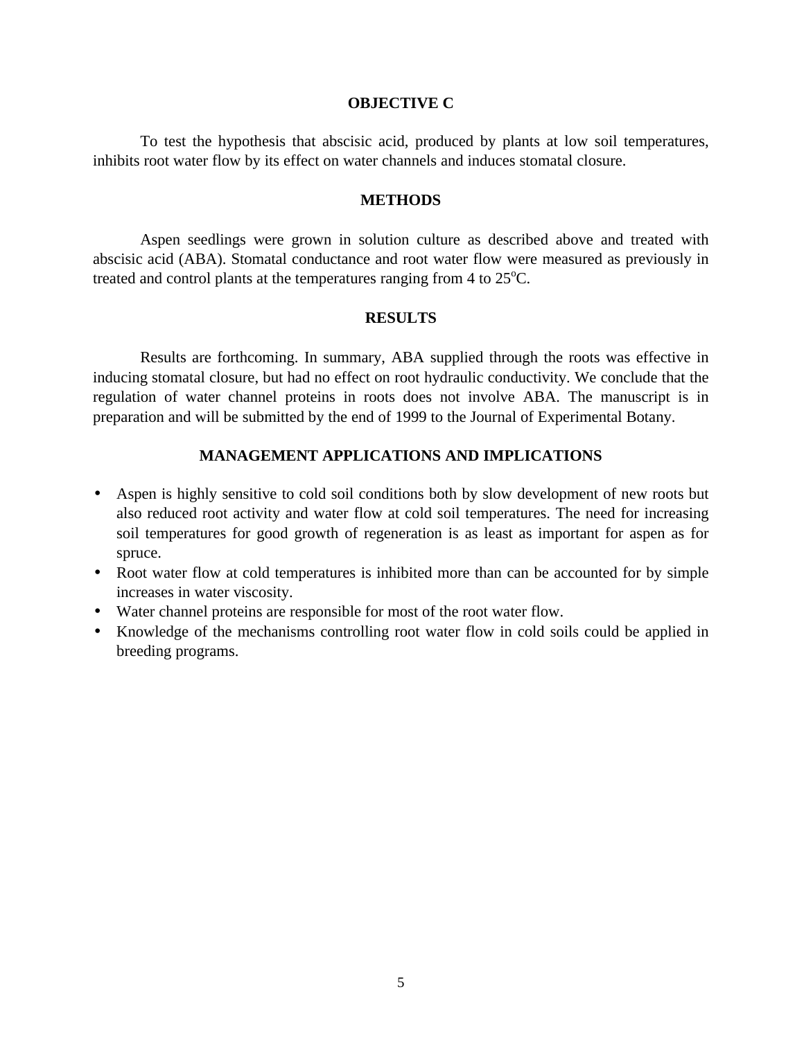## OBJECTIVE C

To test the hypothesis that abscisic acid, produced by plants at low soil temperatures, inhibits root water flow by its effect on water channels and induces stomatal closure.

## METHODS

Aspen seedlings were grown in solution culture as described above and treated with abscisic acid (ABA). Stomatal conductance and root water flow were measured as previously in treated and control plants at the temperatures ranging from 4 to 25$^{o}$C.

## RESULTS

Results are forthcoming. In summary, ABA supplied through the roots was effective in inducing stomatal closure, but had no effect on root hydraulic conductivity. We conclude that the regulation of water channel proteins in roots does not involve ABA. The manuscript is in preparation and will be submitted by the end of 1999 to the Journal of Experimental Botany.

## MANAGEMENT APPLICATIONS AND IMPLICATIONS

- Aspen is highly sensitive to cold soil conditions both by slow development of new roots but also reduced root activity and water flow at cold soil temperatures. The need for increasing soil temperatures for good growth of regeneration is as least as important for aspen as for spruce.
- Root water flow at cold temperatures is inhibited more than can be accounted for by simple increases in water viscosity.
- Water channel proteins are responsible for most of the root water flow.
- Knowledge of the mechanisms controlling root water flow in cold soils could be applied in breeding programs.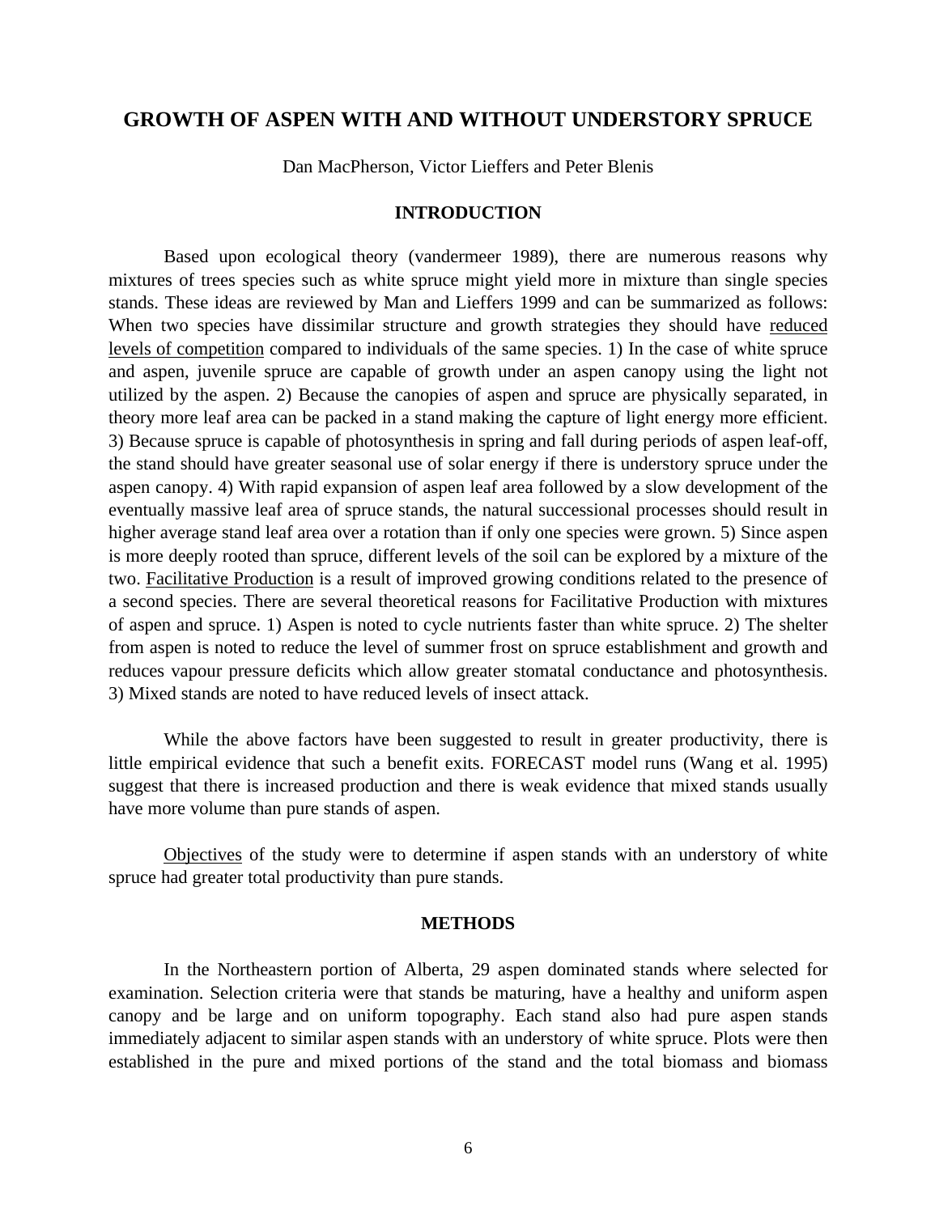## GROWTH OF ASPEN WITH AND WITHOUT UNDERSTORY SPRUCE

Dan MacPherson, Victor Lieffers and Peter Blenis

### INTRODUCTION

Based upon ecological theory (vandermeer 1989), there are numerous reasons why mixtures of trees species such as white spruce might yield more in mixture than single species stands. These ideas are reviewed by Man and Lieffers 1999 and can be summarized as follows: When two species have dissimilar structure and growth strategies they should have reduced levels of competition compared to individuals of the same species. 1) In the case of white spruce and aspen, juvenile spruce are capable of growth under an aspen canopy using the light not utilized by the aspen. 2) Because the canopies of aspen and spruce are physically separated, in theory more leaf area can be packed in a stand making the capture of light energy more efficient. 3) Because spruce is capable of photosynthesis in spring and fall during periods of aspen leaf-off, the stand should have greater seasonal use of solar energy if there is understory spruce under the aspen canopy. 4) With rapid expansion of aspen leaf area followed by a slow development of the eventually massive leaf area of spruce stands, the natural successional processes should result in higher average stand leaf area over a rotation than if only one species were grown. 5) Since aspen is more deeply rooted than spruce, different levels of the soil can be explored by a mixture of the two. Facilitative Production is a result of improved growing conditions related to the presence of a second species. There are several theoretical reasons for Facilitative Production with mixtures of aspen and spruce. 1) Aspen is noted to cycle nutrients faster than white spruce. 2) The shelter from aspen is noted to reduce the level of summer frost on spruce establishment and growth and reduces vapour pressure deficits which allow greater stomatal conductance and photosynthesis. 3) Mixed stands are noted to have reduced levels of insect attack.

While the above factors have been suggested to result in greater productivity, there is little empirical evidence that such a benefit exits. FORECAST model runs (Wang et al. 1995) suggest that there is increased production and there is weak evidence that mixed stands usually have more volume than pure stands of aspen.

Objectives of the study were to determine if aspen stands with an understory of white spruce had greater total productivity than pure stands.

### METHODS

In the Northeastern portion of Alberta, 29 aspen dominated stands where selected for examination. Selection criteria were that stands be maturing, have a healthy and uniform aspen canopy and be large and on uniform topography. Each stand also had pure aspen stands immediately adjacent to similar aspen stands with an understory of white spruce. Plots were then established in the pure and mixed portions of the stand and the total biomass and biomass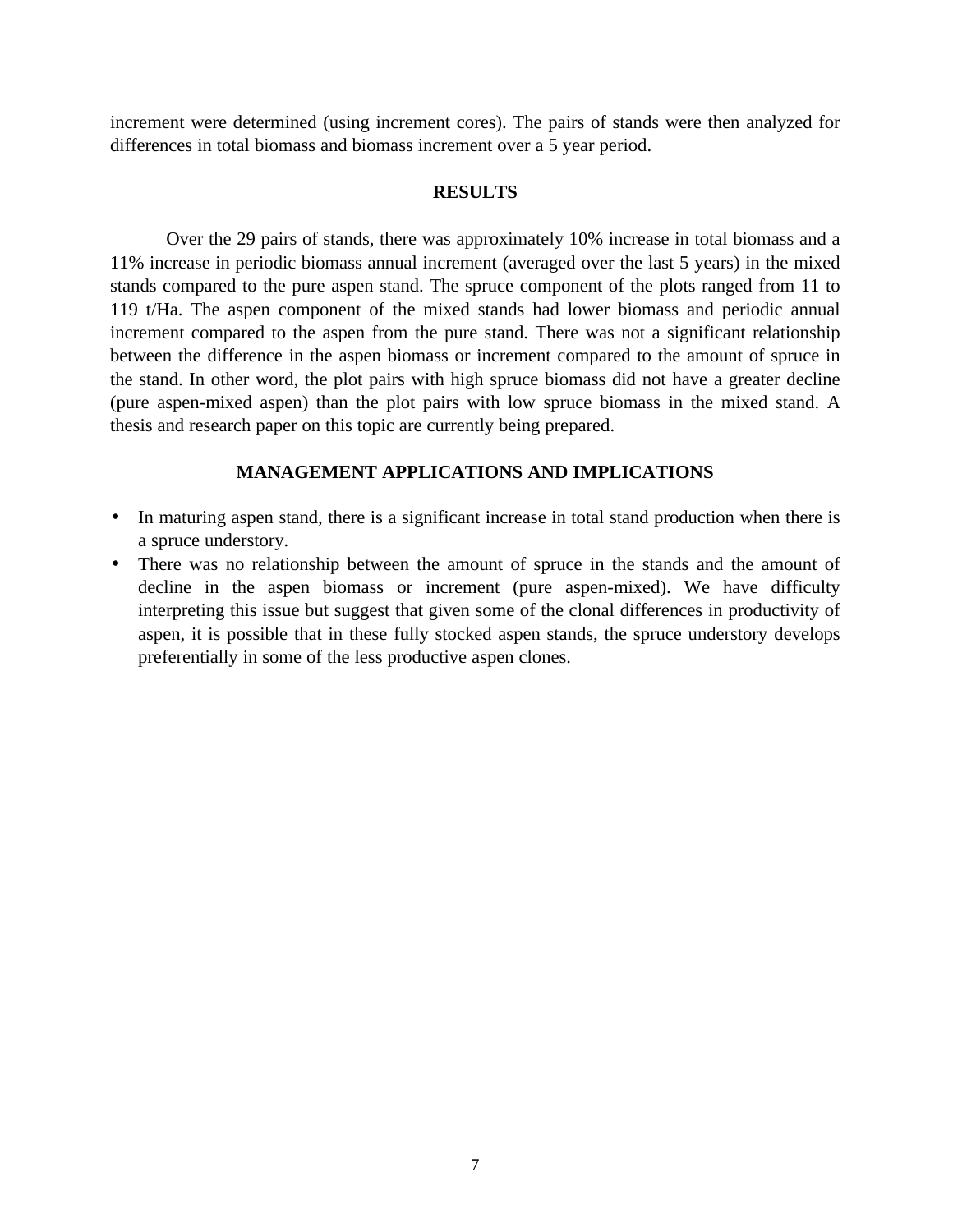increment were determined (using increment cores). The pairs of stands were then analyzed for differences in total biomass and biomass increment over a 5 year period.

## RESULTS

Over the 29 pairs of stands, there was approximately 10% increase in total biomass and a 11% increase in periodic biomass annual increment (averaged over the last 5 years) in the mixed stands compared to the pure aspen stand. The spruce component of the plots ranged from 11 to 119 t/Ha. The aspen component of the mixed stands had lower biomass and periodic annual increment compared to the aspen from the pure stand. There was not a significant relationship between the difference in the aspen biomass or increment compared to the amount of spruce in the stand. In other word, the plot pairs with high spruce biomass did not have a greater decline (pure aspen-mixed aspen) than the plot pairs with low spruce biomass in the mixed stand. A thesis and research paper on this topic are currently being prepared.

## MANAGEMENT APPLICATIONS AND IMPLICATIONS

- In maturing aspen stand, there is a significant increase in total stand production when there is a spruce understory.
- There was no relationship between the amount of spruce in the stands and the amount of decline in the aspen biomass or increment (pure aspen-mixed). We have difficulty interpreting this issue but suggest that given some of the clonal differences in productivity of aspen, it is possible that in these fully stocked aspen stands, the spruce understory develops preferentially in some of the less productive aspen clones.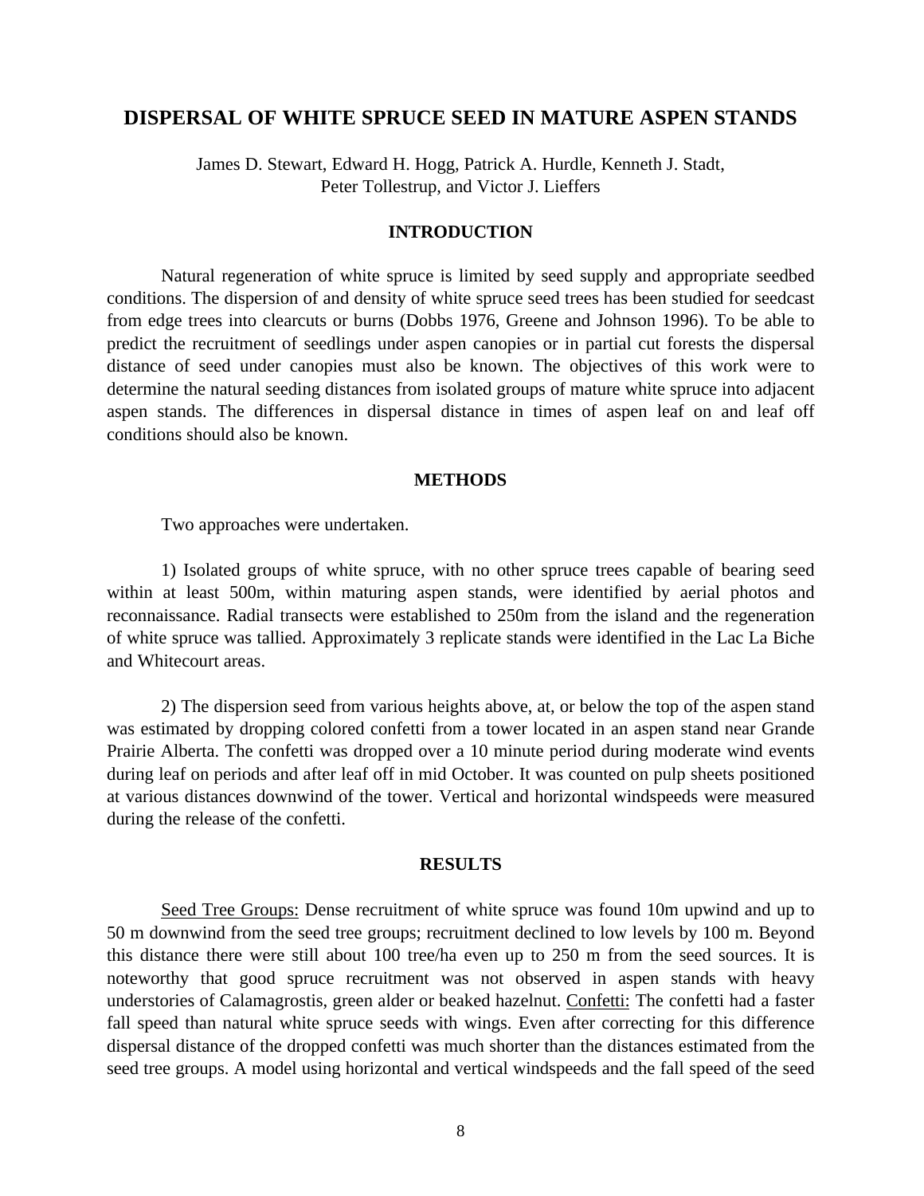## DISPERSAL OF WHITE SPRUCE SEED IN MATURE ASPEN STANDS

James D. Stewart, Edward H. Hogg, Patrick A. Hurdle, Kenneth J. Stadt, Peter Tollestrup, and Victor J. Lieffers

### INTRODUCTION

Natural regeneration of white spruce is limited by seed supply and appropriate seedbed conditions. The dispersion of and density of white spruce seed trees has been studied for seedcast from edge trees into clearcuts or burns (Dobbs 1976, Greene and Johnson 1996). To be able to predict the recruitment of seedlings under aspen canopies or in partial cut forests the dispersal distance of seed under canopies must also be known. The objectives of this work were to determine the natural seeding distances from isolated groups of mature white spruce into adjacent aspen stands. The differences in dispersal distance in times of aspen leaf on and leaf off conditions should also be known.

### METHODS

Two approaches were undertaken.

1) Isolated groups of white spruce, with no other spruce trees capable of bearing seed within at least 500m, within maturing aspen stands, were identified by aerial photos and reconnaissance. Radial transects were established to 250m from the island and the regeneration of white spruce was tallied. Approximately 3 replicate stands were identified in the Lac La Biche and Whitecourt areas.

2) The dispersion seed from various heights above, at, or below the top of the aspen stand was estimated by dropping colored confetti from a tower located in an aspen stand near Grande Prairie Alberta. The confetti was dropped over a 10 minute period during moderate wind events during leaf on periods and after leaf off in mid October. It was counted on pulp sheets positioned at various distances downwind of the tower. Vertical and horizontal windspeeds were measured during the release of the confetti.

### RESULTS

<u>Seed Tree Groups:</u> Dense recruitment of white spruce was found 10m upwind and up to 50 m downwind from the seed tree groups; recruitment declined to low levels by 100 m. Beyond this distance there were still about 100 tree/ha even up to 250 m from the seed sources. It is noteworthy that good spruce recruitment was not observed in aspen stands with heavy understories of Calamagrostis, green alder or beaked hazelnut. <u>Confetti:</u> The confetti had a faster fall speed than natural white spruce seeds with wings. Even after correcting for this difference dispersal distance of the dropped confetti was much shorter than the distances estimated from the seed tree groups. A model using horizontal and vertical windspeeds and the fall speed of the seed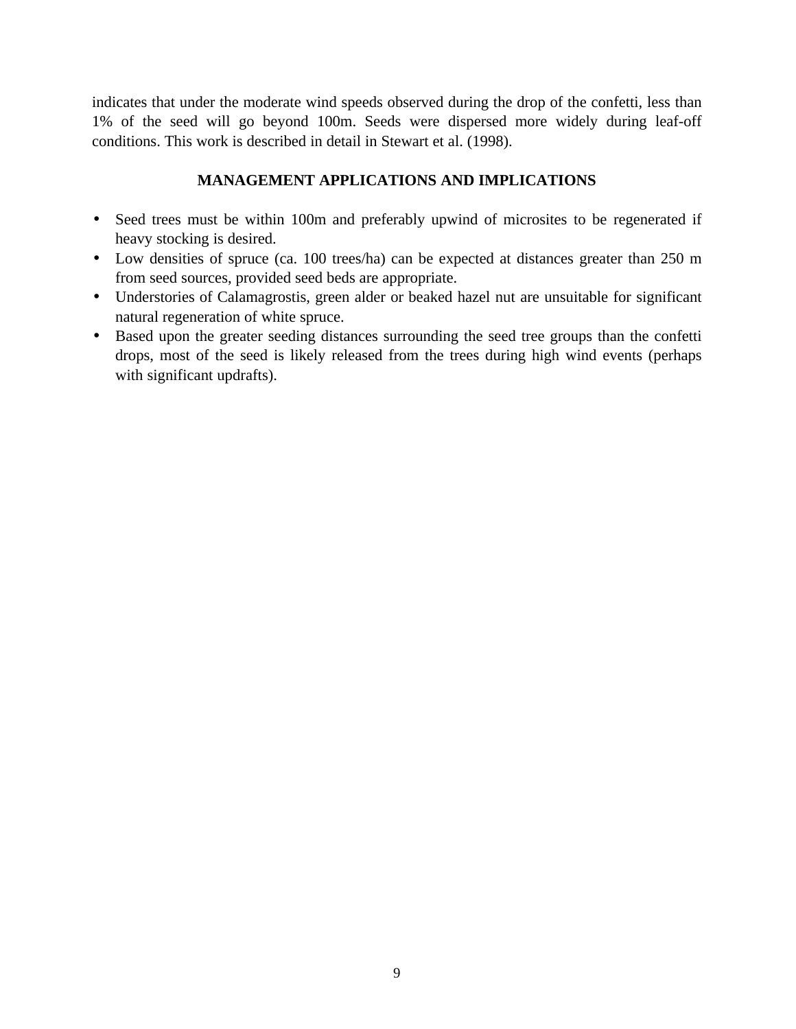indicates that under the moderate wind speeds observed during the drop of the confetti, less than 1% of the seed will go beyond 100m. Seeds were dispersed more widely during leaf-off conditions. This work is described in detail in Stewart et al. (1998).

## MANAGEMENT APPLICATIONS AND IMPLICATIONS

- Seed trees must be within 100m and preferably upwind of microsites to be regenerated if heavy stocking is desired.
- Low densities of spruce (ca. 100 trees/ha) can be expected at distances greater than 250 m from seed sources, provided seed beds are appropriate.
- Understories of Calamagrostis, green alder or beaked hazel nut are unsuitable for significant natural regeneration of white spruce.
- Based upon the greater seeding distances surrounding the seed tree groups than the confetti drops, most of the seed is likely released from the trees during high wind events (perhaps with significant updrafts).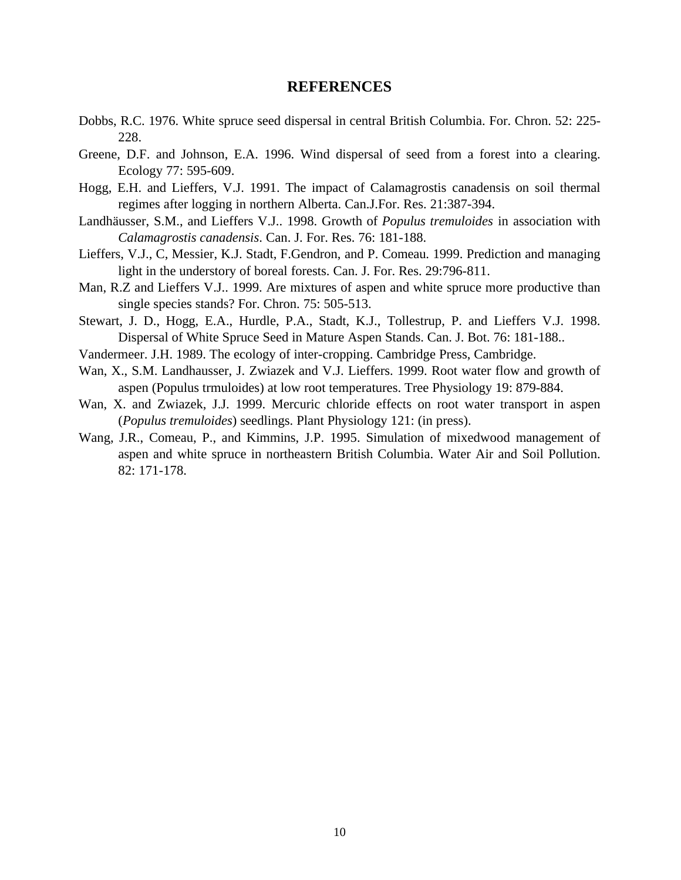# REFERENCES

Dobbs, R.C. 1976. White spruce seed dispersal in central British Columbia. For. Chron. 52: 225-228.

Greene, D.F. and Johnson, E.A. 1996. Wind dispersal of seed from a forest into a clearing. Ecology 77: 595-609.

Hogg, E.H. and Lieffers, V.J. 1991. The impact of Calamagrostis canadensis on soil thermal regimes after logging in northern Alberta. Can.J.For. Res. 21:387-394.

Landhäusser, S.M., and Lieffers V.J.. 1998. Growth of *Populus tremuloides* in association with *Calamagrostis canadensis*. Can. J. For. Res. 76: 181-188.

Lieffers, V.J., C, Messier, K.J. Stadt, F.Gendron, and P. Comeau. 1999. Prediction and managing light in the understory of boreal forests. Can. J. For. Res. 29:796-811.

Man, R.Z and Lieffers V.J.. 1999. Are mixtures of aspen and white spruce more productive than single species stands? For. Chron. 75: 505-513.

Stewart, J. D., Hogg, E.A., Hurdle, P.A., Stadt, K.J., Tollestrup, P. and Lieffers V.J. 1998. Dispersal of White Spruce Seed in Mature Aspen Stands. Can. J. Bot. 76: 181-188..

Vandermeer. J.H. 1989. The ecology of inter-cropping. Cambridge Press, Cambridge.

Wan, X., S.M. Landhausser, J. Zwiazek and V.J. Lieffers. 1999. Root water flow and growth of aspen (Populus trmuloides) at low root temperatures. Tree Physiology 19: 879-884.

Wan, X. and Zwiazek, J.J. 1999. Mercuric chloride effects on root water transport in aspen (*Populus tremuloides*) seedlings. Plant Physiology 121: (in press).

Wang, J.R., Comeau, P., and Kimmins, J.P. 1995. Simulation of mixedwood management of aspen and white spruce in northeastern British Columbia. Water Air and Soil Pollution. 82: 171-178.